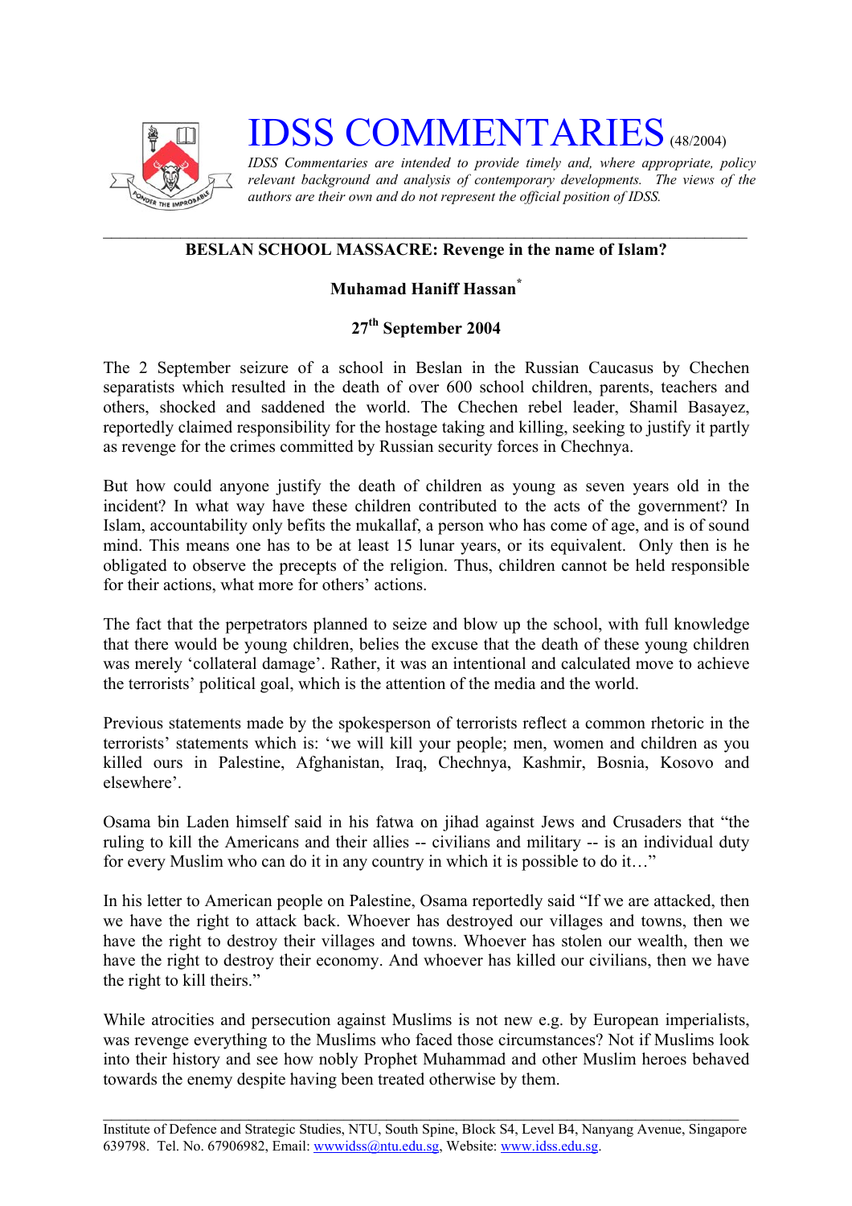# IDSS COMMENTARIES (48/2004)

*IDSS Commentaries are intended to provide timely and, where appropriate, policy relevant background and analysis of contemporary developments. The views of the authors are their own and do not represent the official position of IDSS.*

---

## BESLAN SCHOOL MASSACRE: Revenge in the name of Islam?

**Muhamad Haniff Hassan***

**27th September 2004**

The 2 September seizure of a school in Beslan in the Russian Caucasus by Chechen separatists which resulted in the death of over 600 school children, parents, teachers and others, shocked and saddened the world. The Chechen rebel leader, Shamil Basayez, reportedly claimed responsibility for the hostage taking and killing, seeking to justify it partly as revenge for the crimes committed by Russian security forces in Chechnya.

But how could anyone justify the death of children as young as seven years old in the incident? In what way have these children contributed to the acts of the government? In Islam, accountability only befits the mukallaf, a person who has come of age, and is of sound mind. This means one has to be at least 15 lunar years, or its equivalent. Only then is he obligated to observe the precepts of the religion. Thus, children cannot be held responsible for their actions, what more for others' actions.

The fact that the perpetrators planned to seize and blow up the school, with full knowledge that there would be young children, belies the excuse that the death of these young children was merely 'collateral damage'. Rather, it was an intentional and calculated move to achieve the terrorists' political goal, which is the attention of the media and the world.

Previous statements made by the spokesperson of terrorists reflect a common rhetoric in the terrorists' statements which is: 'we will kill your people; men, women and children as you killed ours in Palestine, Afghanistan, Iraq, Chechnya, Kashmir, Bosnia, Kosovo and elsewhere'.

Osama bin Laden himself said in his fatwa on jihad against Jews and Crusaders that "the ruling to kill the Americans and their allies -- civilians and military -- is an individual duty for every Muslim who can do it in any country in which it is possible to do it…"

In his letter to American people on Palestine, Osama reportedly said "If we are attacked, then we have the right to attack back. Whoever has destroyed our villages and towns, then we have the right to destroy their villages and towns. Whoever has stolen our wealth, then we have the right to destroy their economy. And whoever has killed our civilians, then we have the right to kill theirs."

While atrocities and persecution against Muslims is not new e.g. by European imperialists, was revenge everything to the Muslims who faced those circumstances? Not if Muslims look into their history and see how nobly Prophet Muhammad and other Muslim heroes behaved towards the enemy despite having been treated otherwise by them.

---

Institute of Defence and Strategic Studies, NTU, South Spine, Block S4, Level B4, Nanyang Avenue, Singapore 639798. Tel. No. 67906982, Email: wwwidss@ntu.edu.sg, Website: www.idss.edu.sg.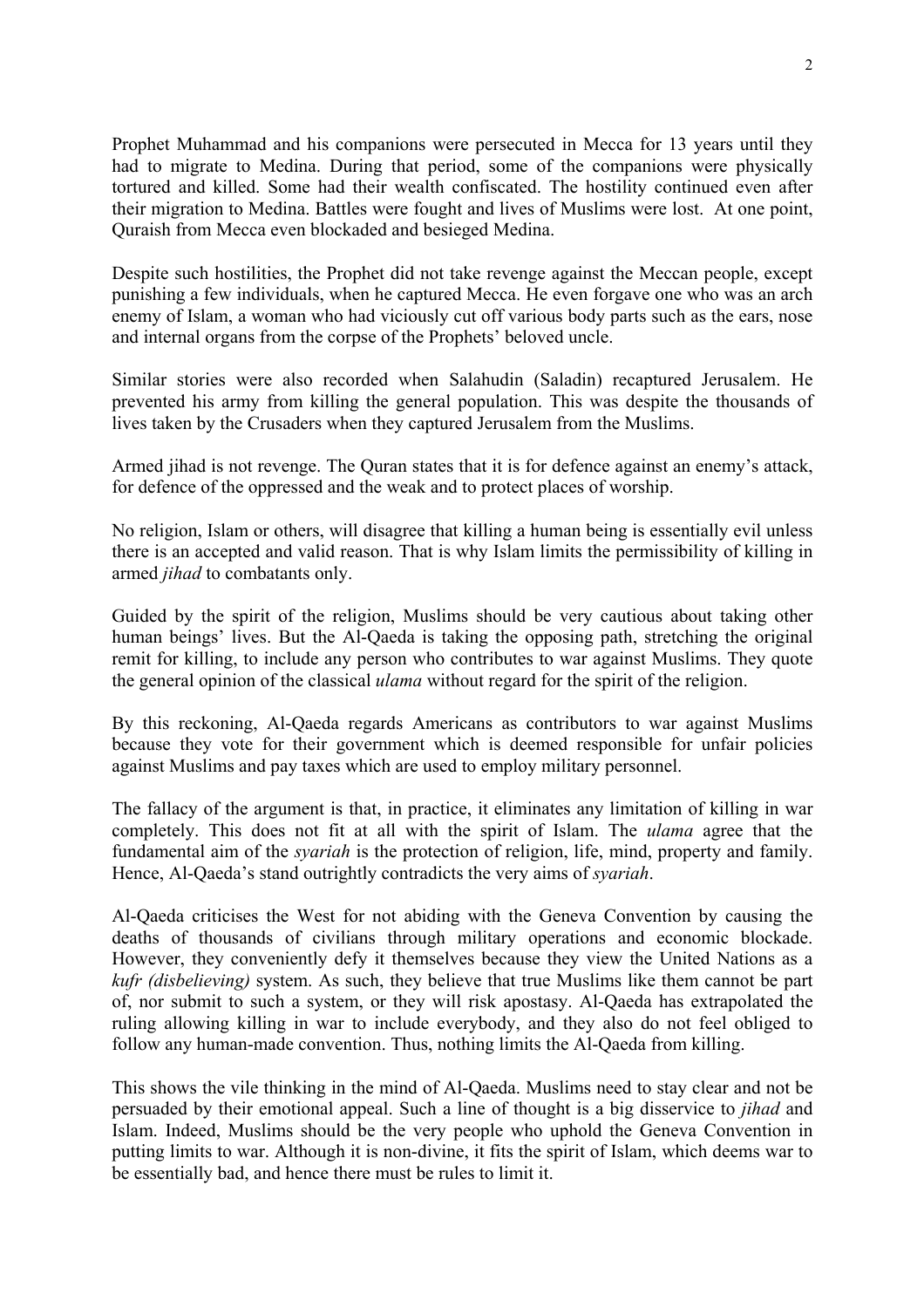Prophet Muhammad and his companions were persecuted in Mecca for 13 years until they had to migrate to Medina. During that period, some of the companions were physically tortured and killed. Some had their wealth confiscated. The hostility continued even after their migration to Medina. Battles were fought and lives of Muslims were lost. At one point, Quraish from Mecca even blockaded and besieged Medina.

Despite such hostilities, the Prophet did not take revenge against the Meccan people, except punishing a few individuals, when he captured Mecca. He even forgave one who was an arch enemy of Islam, a woman who had viciously cut off various body parts such as the ears, nose and internal organs from the corpse of the Prophets' beloved uncle.

Similar stories were also recorded when Salahudin (Saladin) recaptured Jerusalem. He prevented his army from killing the general population. This was despite the thousands of lives taken by the Crusaders when they captured Jerusalem from the Muslims.

Armed jihad is not revenge. The Quran states that it is for defence against an enemy's attack, for defence of the oppressed and the weak and to protect places of worship.

No religion, Islam or others, will disagree that killing a human being is essentially evil unless there is an accepted and valid reason. That is why Islam limits the permissibility of killing in armed *jihad* to combatants only.

Guided by the spirit of the religion, Muslims should be very cautious about taking other human beings' lives. But the Al-Qaeda is taking the opposing path, stretching the original remit for killing, to include any person who contributes to war against Muslims. They quote the general opinion of the classical *ulama* without regard for the spirit of the religion.

By this reckoning, Al-Qaeda regards Americans as contributors to war against Muslims because they vote for their government which is deemed responsible for unfair policies against Muslims and pay taxes which are used to employ military personnel.

The fallacy of the argument is that, in practice, it eliminates any limitation of killing in war completely. This does not fit at all with the spirit of Islam. The *ulama* agree that the fundamental aim of the *syariah* is the protection of religion, life, mind, property and family. Hence, Al-Qaeda's stand outrightly contradicts the very aims of *syariah*.

Al-Qaeda criticises the West for not abiding with the Geneva Convention by causing the deaths of thousands of civilians through military operations and economic blockade. However, they conveniently defy it themselves because they view the United Nations as a *kufr (disbelieving)* system. As such, they believe that true Muslims like them cannot be part of, nor submit to such a system, or they will risk apostasy. Al-Qaeda has extrapolated the ruling allowing killing in war to include everybody, and they also do not feel obliged to follow any human-made convention. Thus, nothing limits the Al-Qaeda from killing.

This shows the vile thinking in the mind of Al-Qaeda. Muslims need to stay clear and not be persuaded by their emotional appeal. Such a line of thought is a big disservice to *jihad* and Islam. Indeed, Muslims should be the very people who uphold the Geneva Convention in putting limits to war. Although it is non-divine, it fits the spirit of Islam, which deems war to be essentially bad, and hence there must be rules to limit it.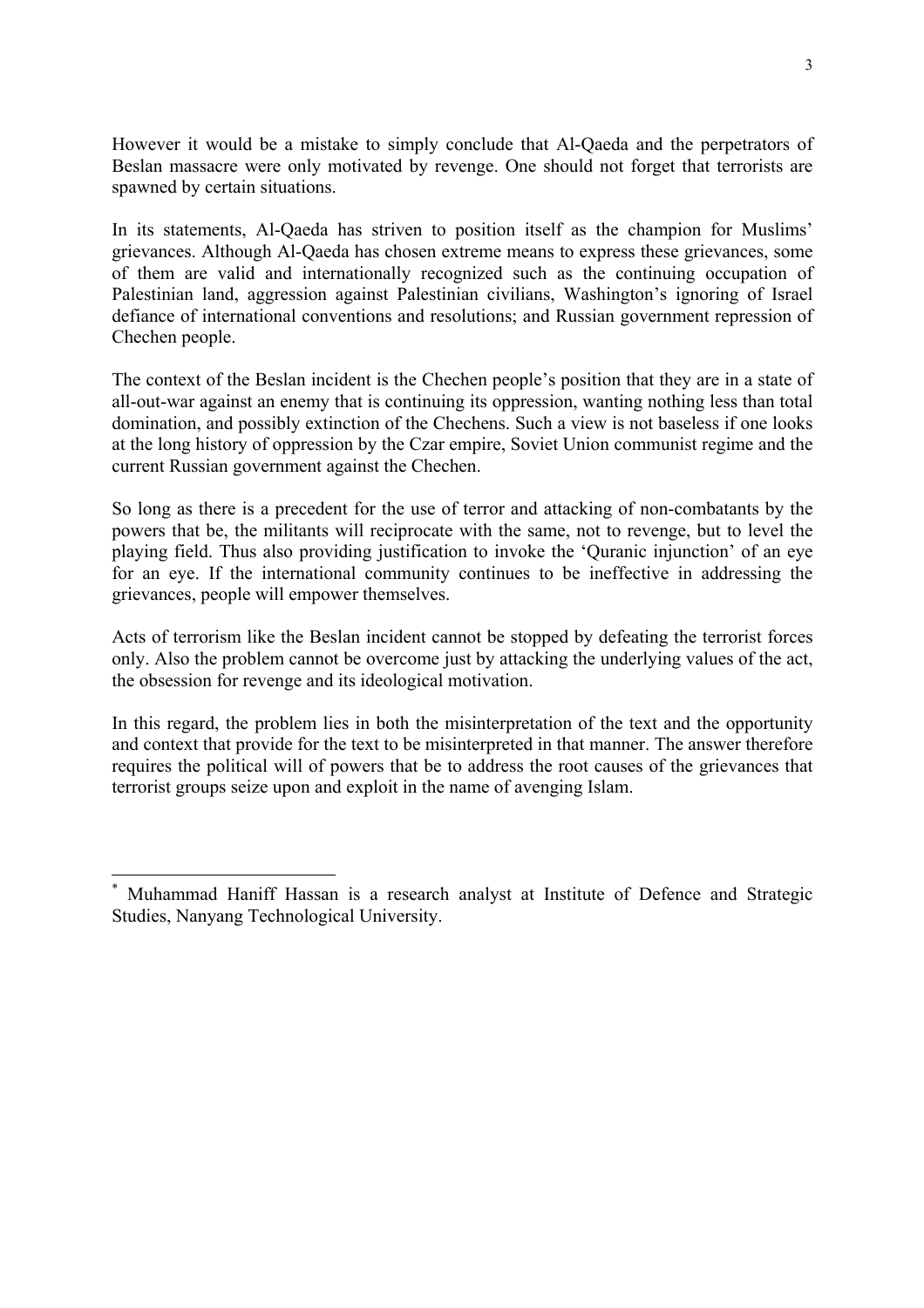However it would be a mistake to simply conclude that Al-Qaeda and the perpetrators of Beslan massacre were only motivated by revenge. One should not forget that terrorists are spawned by certain situations.

In its statements, Al-Qaeda has striven to position itself as the champion for Muslims' grievances. Although Al-Qaeda has chosen extreme means to express these grievances, some of them are valid and internationally recognized such as the continuing occupation of Palestinian land, aggression against Palestinian civilians, Washington's ignoring of Israel defiance of international conventions and resolutions; and Russian government repression of Chechen people.

The context of the Beslan incident is the Chechen people's position that they are in a state of all-out-war against an enemy that is continuing its oppression, wanting nothing less than total domination, and possibly extinction of the Chechens. Such a view is not baseless if one looks at the long history of oppression by the Czar empire, Soviet Union communist regime and the current Russian government against the Chechen.

So long as there is a precedent for the use of terror and attacking of non-combatants by the powers that be, the militants will reciprocate with the same, not to revenge, but to level the playing field. Thus also providing justification to invoke the 'Quranic injunction' of an eye for an eye. If the international community continues to be ineffective in addressing the grievances, people will empower themselves.

Acts of terrorism like the Beslan incident cannot be stopped by defeating the terrorist forces only. Also the problem cannot be overcome just by attacking the underlying values of the act, the obsession for revenge and its ideological motivation.

In this regard, the problem lies in both the misinterpretation of the text and the opportunity and context that provide for the text to be misinterpreted in that manner. The answer therefore requires the political will of powers that be to address the root causes of the grievances that terrorist groups seize upon and exploit in the name of avenging Islam.

---

[*] Muhammad Haniff Hassan is a research analyst at Institute of Defence and Strategic Studies, Nanyang Technological University.